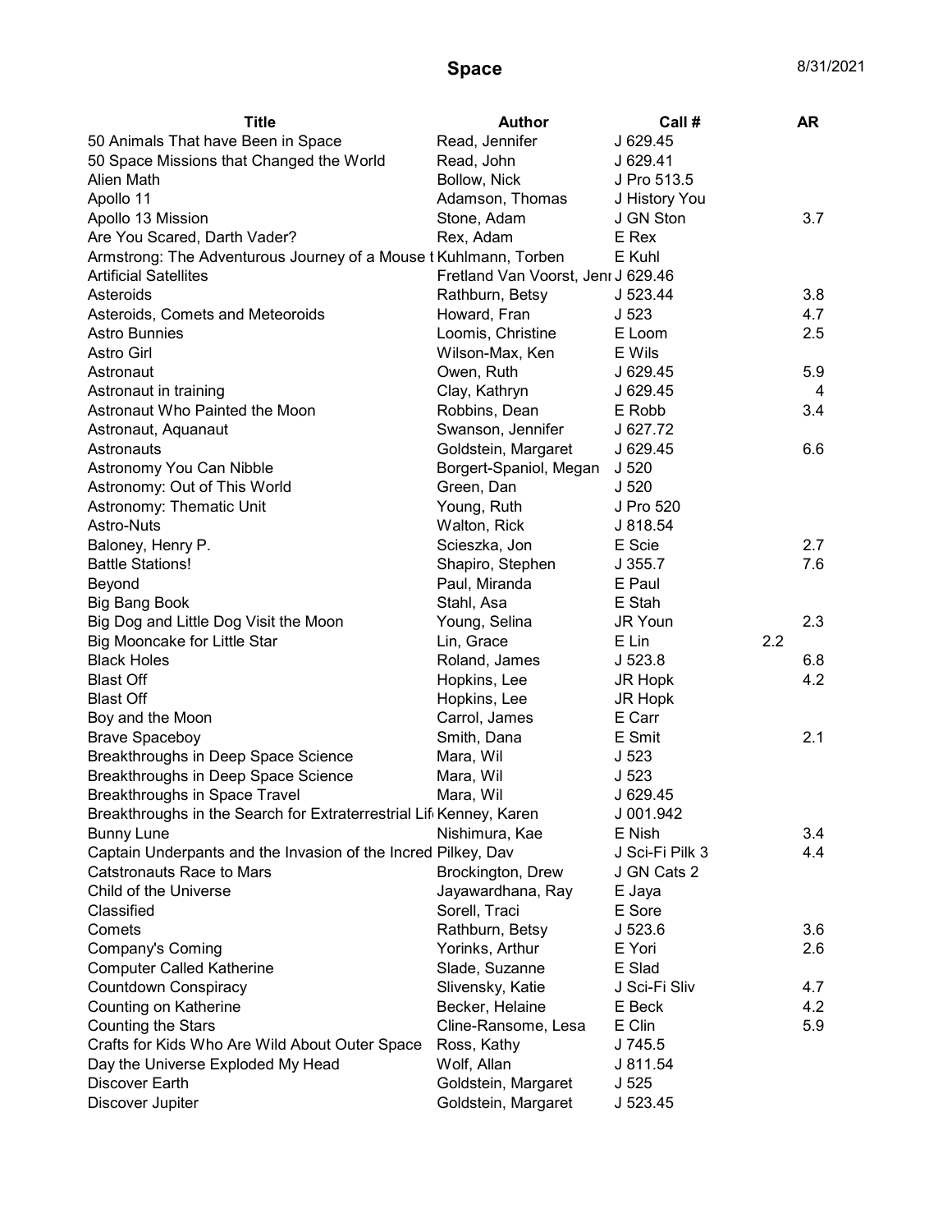# Space

8/31/2021

| Title | Author | Call # | AR |
|---|---|---|---|
| 50 Animals That have Been in Space | Read, Jennifer | J 629.45 | |
| 50 Space Missions that Changed the World | Read, John | J 629.41 | |
| Alien Math | Bollow, Nick | J Pro 513.5 | |
| Apollo 11 | Adamson, Thomas | J History You | |
| Apollo 13 Mission | Stone, Adam | J GN Ston | 3.7 |
| Are You Scared, Darth Vader? | Rex, Adam | E Rex | |
| Armstrong: The Adventurous Journey of a Mouse t | Kuhlmann, Torben | E Kuhl | |
| Artificial Satellites | Fretland Van Voorst, Jenr | J 629.46 | |
| Asteroids | Rathburn, Betsy | J 523.44 | 3.8 |
| Asteroids, Comets and Meteoroids | Howard, Fran | J 523 | 4.7 |
| Astro Bunnies | Loomis, Christine | E Loom | 2.5 |
| Astro Girl | Wilson-Max, Ken | E Wils | |
| Astronaut | Owen, Ruth | J 629.45 | 5.9 |
| Astronaut in training | Clay, Kathryn | J 629.45 | 4 |
| Astronaut Who Painted the Moon | Robbins, Dean | E Robb | 3.4 |
| Astronaut, Aquanaut | Swanson, Jennifer | J 627.72 | |
| Astronauts | Goldstein, Margaret | J 629.45 | 6.6 |
| Astronomy You Can Nibble | Borgert-Spaniol, Megan | J 520 | |
| Astronomy: Out of This World | Green, Dan | J 520 | |
| Astronomy: Thematic Unit | Young, Ruth | J Pro 520 | |
| Astro-Nuts | Walton, Rick | J 818.54 | |
| Baloney, Henry P. | Scieszka, Jon | E Scie | 2.7 |
| Battle Stations! | Shapiro, Stephen | J 355.7 | 7.6 |
| Beyond | Paul, Miranda | E Paul | |
| Big Bang Book | Stahl, Asa | E Stah | |
| Big Dog and Little Dog Visit the Moon | Young, Selina | JR Youn | 2.3 |
| Big Mooncake for Little Star | Lin, Grace | E Lin | 2.2 |
| Black Holes | Roland, James | J 523.8 | 6.8 |
| Blast Off | Hopkins, Lee | JR Hopk | 4.2 |
| Blast Off | Hopkins, Lee | JR Hopk | |
| Boy and the Moon | Carrol, James | E Carr | |
| Brave Spaceboy | Smith, Dana | E Smit | 2.1 |
| Breakthroughs in Deep Space Science | Mara, Wil | J 523 | |
| Breakthroughs in Deep Space Science | Mara, Wil | J 523 | |
| Breakthroughs in Space Travel | Mara, Wil | J 629.45 | |
| Breakthroughs in the Search for Extraterrestrial Lif | Kenney, Karen | J 001.942 | |
| Bunny Lune | Nishimura, Kae | E Nish | 3.4 |
| Captain Underpants and the Invasion of the Incred | Pilkey, Dav | J Sci-Fi Pilk 3 | 4.4 |
| Catstronauts Race to Mars | Brockington, Drew | J GN Cats 2 | |
| Child of the Universe | Jayawardhana, Ray | E Jaya | |
| Classified | Sorell, Traci | E Sore | |
| Comets | Rathburn, Betsy | J 523.6 | 3.6 |
| Company's Coming | Yorinks, Arthur | E Yori | 2.6 |
| Computer Called Katherine | Slade, Suzanne | E Slad | |
| Countdown Conspiracy | Slivensky, Katie | J Sci-Fi Sliv | 4.7 |
| Counting on Katherine | Becker, Helaine | E Beck | 4.2 |
| Counting the Stars | Cline-Ransome, Lesa | E Clin | 5.9 |
| Crafts for Kids Who Are Wild About Outer Space | Ross, Kathy | J 745.5 | |
| Day the Universe Exploded My Head | Wolf, Allan | J 811.54 | |
| Discover Earth | Goldstein, Margaret | J 525 | |
| Discover Jupiter | Goldstein, Margaret | J 523.45 | |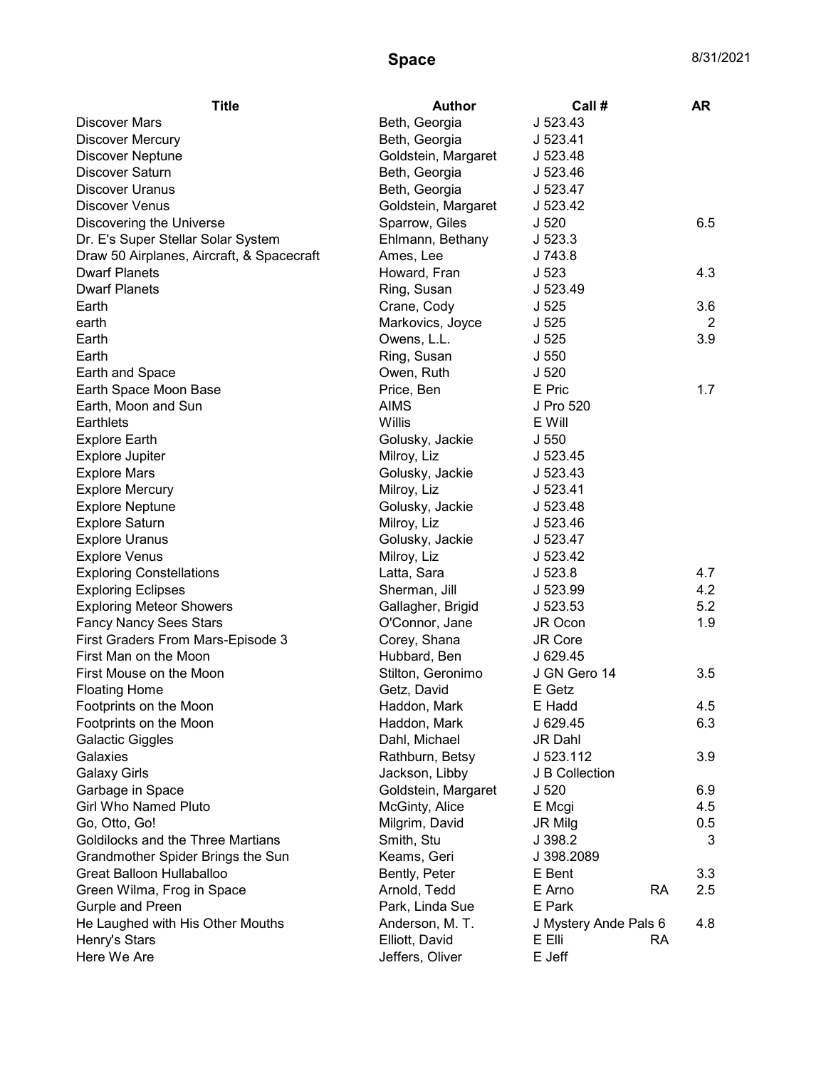# Space

8/31/2021

| Title | Author | Call # | | AR |
|---|---|---|---|---|
| Discover Mars | Beth, Georgia | J 523.43 | | |
| Discover Mercury | Beth, Georgia | J 523.41 | | |
| Discover Neptune | Goldstein, Margaret | J 523.48 | | |
| Discover Saturn | Beth, Georgia | J 523.46 | | |
| Discover Uranus | Beth, Georgia | J 523.47 | | |
| Discover Venus | Goldstein, Margaret | J 523.42 | | |
| Discovering the Universe | Sparrow, Giles | J 520 | | 6.5 |
| Dr. E's Super Stellar Solar System | Ehlmann, Bethany | J 523.3 | | |
| Draw 50 Airplanes, Aircraft, & Spacecraft | Ames, Lee | J 743.8 | | |
| Dwarf Planets | Howard, Fran | J 523 | | 4.3 |
| Dwarf Planets | Ring, Susan | J 523.49 | | |
| Earth | Crane, Cody | J 525 | | 3.6 |
| earth | Markovics, Joyce | J 525 | | 2 |
| Earth | Owens, L.L. | J 525 | | 3.9 |
| Earth | Ring, Susan | J 550 | | |
| Earth and Space | Owen, Ruth | J 520 | | |
| Earth Space Moon Base | Price, Ben | E Pric | | 1.7 |
| Earth, Moon and Sun | AIMS | J Pro 520 | | |
| Earthlets | Willis | E Will | | |
| Explore Earth | Golusky, Jackie | J 550 | | |
| Explore Jupiter | Milroy, Liz | J 523.45 | | |
| Explore Mars | Golusky, Jackie | J 523.43 | | |
| Explore Mercury | Milroy, Liz | J 523.41 | | |
| Explore Neptune | Golusky, Jackie | J 523.48 | | |
| Explore Saturn | Milroy, Liz | J 523.46 | | |
| Explore Uranus | Golusky, Jackie | J 523.47 | | |
| Explore Venus | Milroy, Liz | J 523.42 | | |
| Exploring Constellations | Latta, Sara | J 523.8 | | 4.7 |
| Exploring Eclipses | Sherman, Jill | J 523.99 | | 4.2 |
| Exploring Meteor Showers | Gallagher, Brigid | J 523.53 | | 5.2 |
| Fancy Nancy Sees Stars | O'Connor, Jane | JR Ocon | | 1.9 |
| First Graders From Mars-Episode 3 | Corey, Shana | JR Core | | |
| First Man on the Moon | Hubbard, Ben | J 629.45 | | |
| First Mouse on the Moon | Stilton, Geronimo | J GN Gero 14 | | 3.5 |
| Floating Home | Getz, David | E Getz | | |
| Footprints on the Moon | Haddon, Mark | E Hadd | | 4.5 |
| Footprints on the Moon | Haddon, Mark | J 629.45 | | 6.3 |
| Galactic Giggles | Dahl, Michael | JR Dahl | | |
| Galaxies | Rathburn, Betsy | J 523.112 | | 3.9 |
| Galaxy Girls | Jackson, Libby | J B Collection | | |
| Garbage in Space | Goldstein, Margaret | J 520 | | 6.9 |
| Girl Who Named Pluto | McGinty, Alice | E Mcgi | | 4.5 |
| Go, Otto, Go! | Milgrim, David | JR Milg | | 0.5 |
| Goldilocks and the Three Martians | Smith, Stu | J 398.2 | | 3 |
| Grandmother Spider Brings the Sun | Keams, Geri | J 398.2089 | | |
| Great Balloon Hullaballoo | Bently, Peter | E Bent | | 3.3 |
| Green Wilma, Frog in Space | Arnold, Tedd | E Arno | RA | 2.5 |
| Gurple and Preen | Park, Linda Sue | E Park | | |
| He Laughed with His Other Mouths | Anderson, M. T. | J Mystery Ande Pals 6 | | 4.8 |
| Henry's Stars | Elliott, David | E Elli | RA | |
| Here We Are | Jeffers, Oliver | E Jeff | | |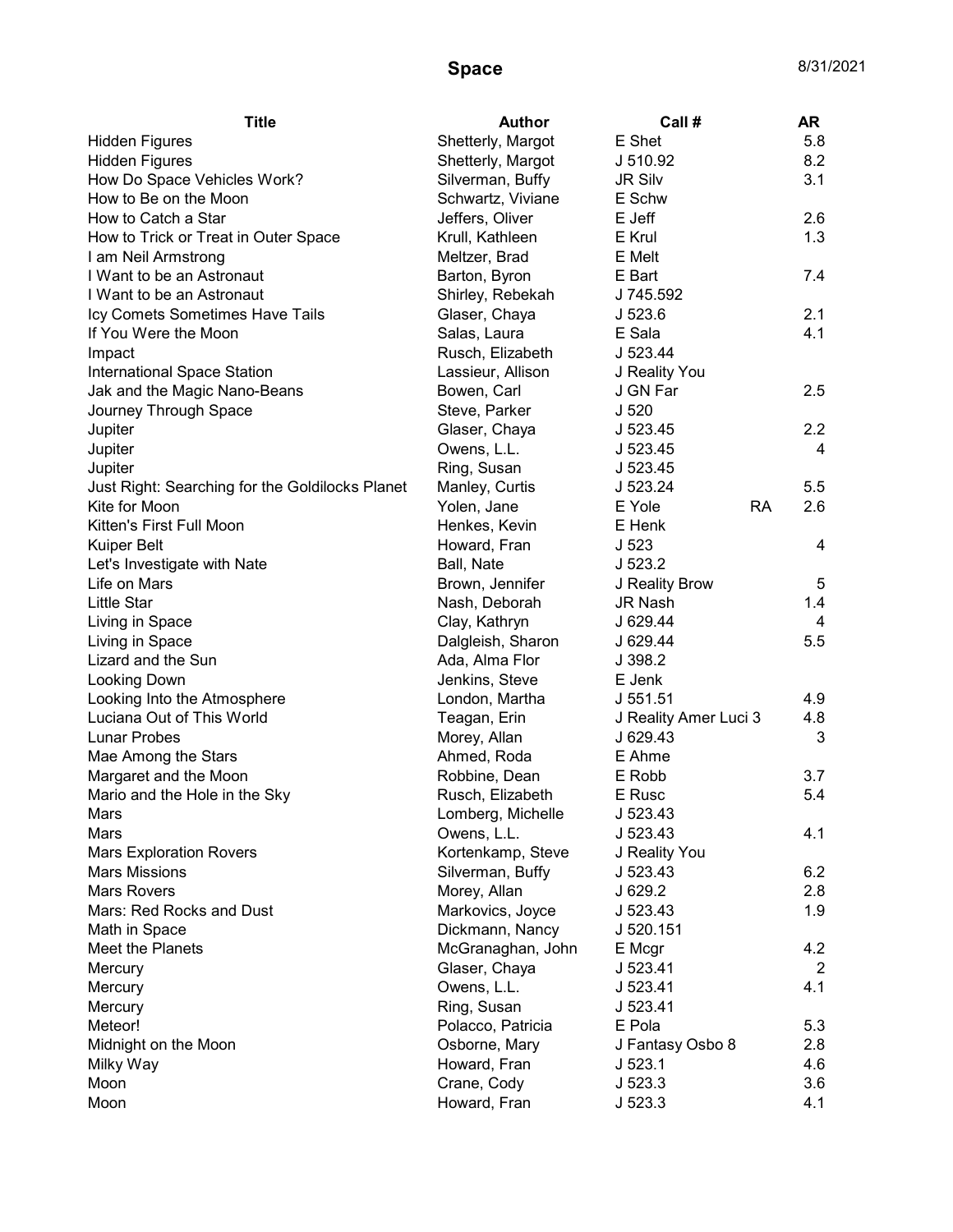# Space

8/31/2021

| Title | Author | Call # | | AR |
|---|---|---|---|---|
| Hidden Figures | Shetterly, Margot | E Shet | | 5.8 |
| Hidden Figures | Shetterly, Margot | J 510.92 | | 8.2 |
| How Do Space Vehicles Work? | Silverman, Buffy | JR Silv | | 3.1 |
| How to Be on the Moon | Schwartz, Viviane | E Schw | | |
| How to Catch a Star | Jeffers, Oliver | E Jeff | | 2.6 |
| How to Trick or Treat in Outer Space | Krull, Kathleen | E Krul | | 1.3 |
| I am Neil Armstrong | Meltzer, Brad | E Melt | | |
| I Want to be an Astronaut | Barton, Byron | E Bart | | 7.4 |
| I Want to be an Astronaut | Shirley, Rebekah | J 745.592 | | |
| Icy Comets Sometimes Have Tails | Glaser, Chaya | J 523.6 | | 2.1 |
| If You Were the Moon | Salas, Laura | E Sala | | 4.1 |
| Impact | Rusch, Elizabeth | J 523.44 | | |
| International Space Station | Lassieur, Allison | J Reality You | | |
| Jak and the Magic Nano-Beans | Bowen, Carl | J GN Far | | 2.5 |
| Journey Through Space | Steve, Parker | J 520 | | |
| Jupiter | Glaser, Chaya | J 523.45 | | 2.2 |
| Jupiter | Owens, L.L. | J 523.45 | | 4 |
| Jupiter | Ring, Susan | J 523.45 | | |
| Just Right: Searching for the Goldilocks Planet | Manley, Curtis | J 523.24 | | 5.5 |
| Kite for Moon | Yolen, Jane | E Yole | RA | 2.6 |
| Kitten's First Full Moon | Henkes, Kevin | E Henk | | |
| Kuiper Belt | Howard, Fran | J 523 | | 4 |
| Let's Investigate with Nate | Ball, Nate | J 523.2 | | |
| Life on Mars | Brown, Jennifer | J Reality Brow | | 5 |
| Little Star | Nash, Deborah | JR Nash | | 1.4 |
| Living in Space | Clay, Kathryn | J 629.44 | | 4 |
| Living in Space | Dalgleish, Sharon | J 629.44 | | 5.5 |
| Lizard and the Sun | Ada, Alma Flor | J 398.2 | | |
| Looking Down | Jenkins, Steve | E Jenk | | |
| Looking Into the Atmosphere | London, Martha | J 551.51 | | 4.9 |
| Luciana Out of This World | Teagan, Erin | J Reality Amer Luci 3 | | 4.8 |
| Lunar Probes | Morey, Allan | J 629.43 | | 3 |
| Mae Among the Stars | Ahmed, Roda | E Ahme | | |
| Margaret and the Moon | Robbine, Dean | E Robb | | 3.7 |
| Mario and the Hole in the Sky | Rusch, Elizabeth | E Rusc | | 5.4 |
| Mars | Lomberg, Michelle | J 523.43 | | |
| Mars | Owens, L.L. | J 523.43 | | 4.1 |
| Mars Exploration Rovers | Kortenkamp, Steve | J Reality You | | |
| Mars Missions | Silverman, Buffy | J 523.43 | | 6.2 |
| Mars Rovers | Morey, Allan | J 629.2 | | 2.8 |
| Mars: Red Rocks and Dust | Markovics, Joyce | J 523.43 | | 1.9 |
| Math in Space | Dickmann, Nancy | J 520.151 | | |
| Meet the Planets | McGranaghan, John | E Mcgr | | 4.2 |
| Mercury | Glaser, Chaya | J 523.41 | | 2 |
| Mercury | Owens, L.L. | J 523.41 | | 4.1 |
| Mercury | Ring, Susan | J 523.41 | | |
| Meteor! | Polacco, Patricia | E Pola | | 5.3 |
| Midnight on the Moon | Osborne, Mary | J Fantasy Osbo 8 | | 2.8 |
| Milky Way | Howard, Fran | J 523.1 | | 4.6 |
| Moon | Crane, Cody | J 523.3 | | 3.6 |
| Moon | Howard, Fran | J 523.3 | | 4.1 |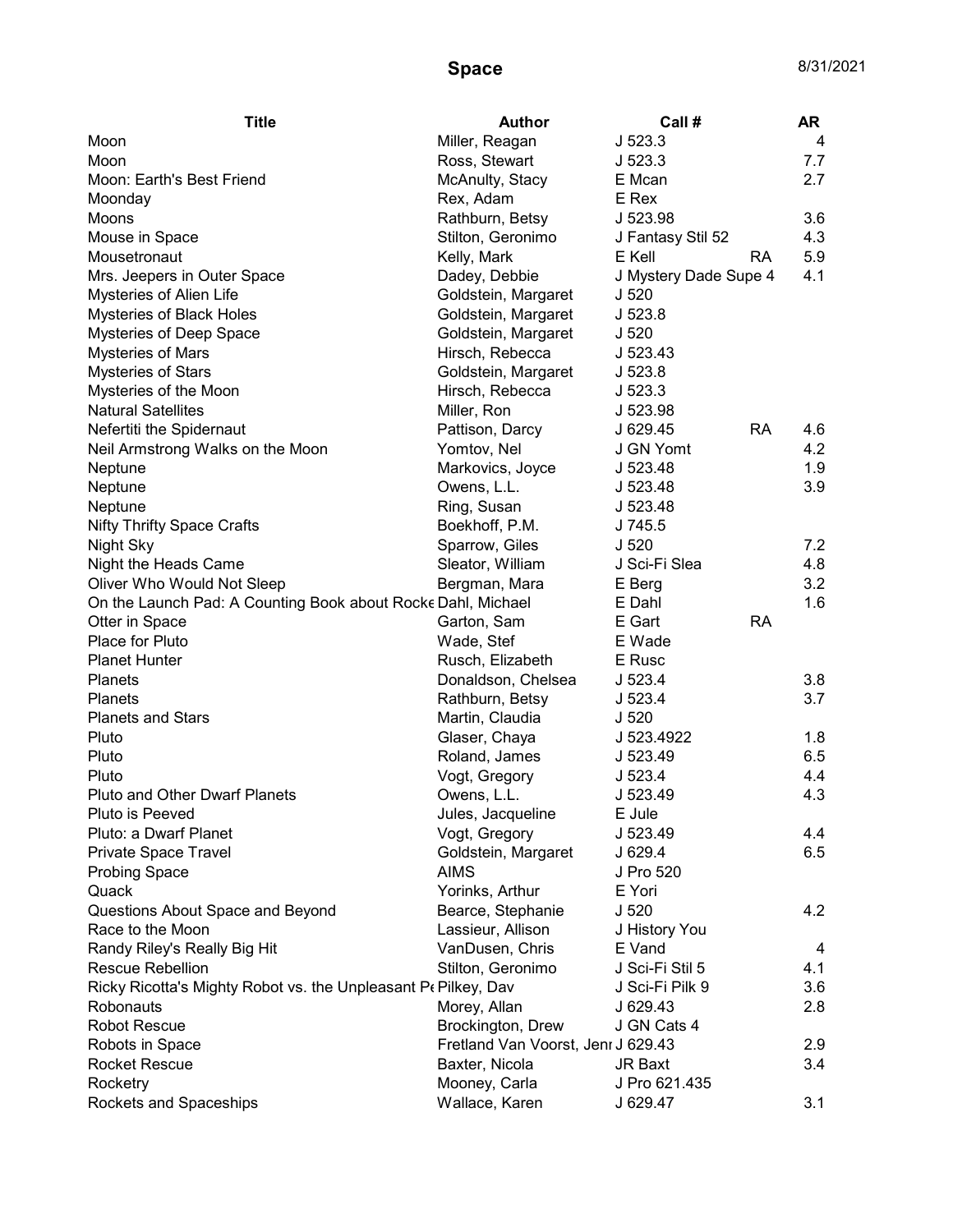# Space

8/31/2021

| Title | Author | Call # | | AR |
|---|---|---|---|---|
| Moon | Miller, Reagan | J 523.3 | | 4 |
| Moon | Ross, Stewart | J 523.3 | | 7.7 |
| Moon: Earth's Best Friend | McAnulty, Stacy | E Mcan | | 2.7 |
| Moonday | Rex, Adam | E Rex | | |
| Moons | Rathburn, Betsy | J 523.98 | | 3.6 |
| Mouse in Space | Stilton, Geronimo | J Fantasy Stil 52 | | 4.3 |
| Mousetronaut | Kelly, Mark | E Kell | RA | 5.9 |
| Mrs. Jeepers in Outer Space | Dadey, Debbie | J Mystery Dade Supe 4 | | 4.1 |
| Mysteries of Alien Life | Goldstein, Margaret | J 520 | | |
| Mysteries of Black Holes | Goldstein, Margaret | J 523.8 | | |
| Mysteries of Deep Space | Goldstein, Margaret | J 520 | | |
| Mysteries of Mars | Hirsch, Rebecca | J 523.43 | | |
| Mysteries of Stars | Goldstein, Margaret | J 523.8 | | |
| Mysteries of the Moon | Hirsch, Rebecca | J 523.3 | | |
| Natural Satellites | Miller, Ron | J 523.98 | | |
| Nefertiti the Spidernaut | Pattison, Darcy | J 629.45 | RA | 4.6 |
| Neil Armstrong Walks on the Moon | Yomtov, Nel | J GN Yomt | | 4.2 |
| Neptune | Markovics, Joyce | J 523.48 | | 1.9 |
| Neptune | Owens, L.L. | J 523.48 | | 3.9 |
| Neptune | Ring, Susan | J 523.48 | | |
| Nifty Thrifty Space Crafts | Boekhoff, P.M. | J 745.5 | | |
| Night Sky | Sparrow, Giles | J 520 | | 7.2 |
| Night the Heads Came | Sleator, William | J Sci-Fi Slea | | 4.8 |
| Oliver Who Would Not Sleep | Bergman, Mara | E Berg | | 3.2 |
| On the Launch Pad: A Counting Book about Rocke | Dahl, Michael | E Dahl | | 1.6 |
| Otter in Space | Garton, Sam | E Gart | RA | |
| Place for Pluto | Wade, Stef | E Wade | | |
| Planet Hunter | Rusch, Elizabeth | E Rusc | | |
| Planets | Donaldson, Chelsea | J 523.4 | | 3.8 |
| Planets | Rathburn, Betsy | J 523.4 | | 3.7 |
| Planets and Stars | Martin, Claudia | J 520 | | |
| Pluto | Glaser, Chaya | J 523.4922 | | 1.8 |
| Pluto | Roland, James | J 523.49 | | 6.5 |
| Pluto | Vogt, Gregory | J 523.4 | | 4.4 |
| Pluto and Other Dwarf Planets | Owens, L.L. | J 523.49 | | 4.3 |
| Pluto is Peeved | Jules, Jacqueline | E Jule | | |
| Pluto: a Dwarf Planet | Vogt, Gregory | J 523.49 | | 4.4 |
| Private Space Travel | Goldstein, Margaret | J 629.4 | | 6.5 |
| Probing Space | AIMS | J Pro 520 | | |
| Quack | Yorinks, Arthur | E Yori | | |
| Questions About Space and Beyond | Bearce, Stephanie | J 520 | | 4.2 |
| Race to the Moon | Lassieur, Allison | J History You | | |
| Randy Riley's Really Big Hit | VanDusen, Chris | E Vand | | 4 |
| Rescue Rebellion | Stilton, Geronimo | J Sci-Fi Stil 5 | | 4.1 |
| Ricky Ricotta's Mighty Robot vs. the Unpleasant Pe | Pilkey, Dav | J Sci-Fi Pilk 9 | | 3.6 |
| Robonauts | Morey, Allan | J 629.43 | | 2.8 |
| Robot Rescue | Brockington, Drew | J GN Cats 4 | | |
| Robots in Space | Fretland Van Voorst, Jenn | J 629.43 | | 2.9 |
| Rocket Rescue | Baxter, Nicola | JR Baxt | | 3.4 |
| Rocketry | Mooney, Carla | J Pro 621.435 | | |
| Rockets and Spaceships | Wallace, Karen | J 629.47 | | 3.1 |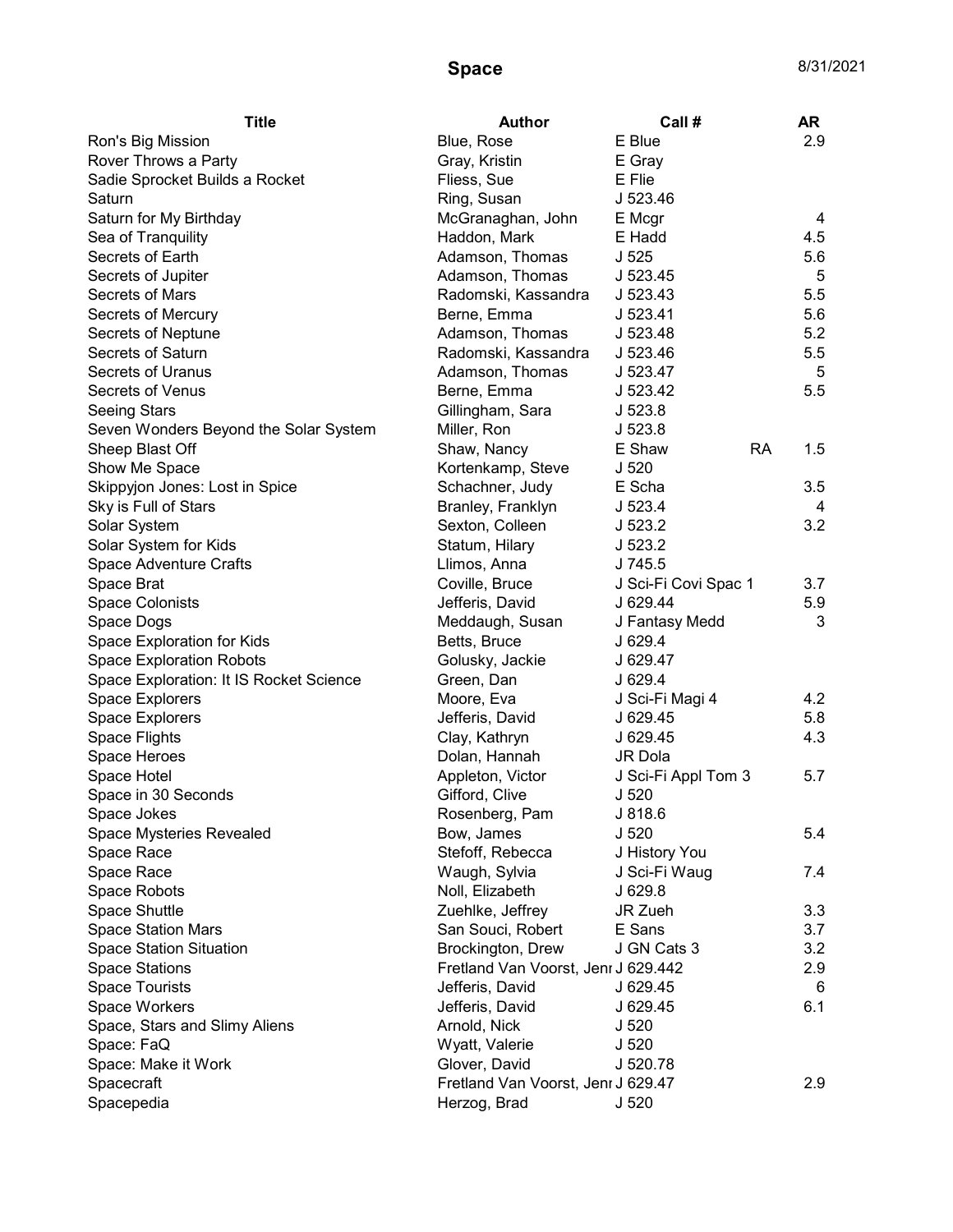# Space

8/31/2021

| Title | Author | Call # | | AR |
|---|---|---|---|---|
| Ron's Big Mission | Blue, Rose | E Blue | | 2.9 |
| Rover Throws a Party | Gray, Kristin | E Gray | | |
| Sadie Sprocket Builds a Rocket | Fliess, Sue | E Flie | | |
| Saturn | Ring, Susan | J 523.46 | | |
| Saturn for My Birthday | McGranaghan, John | E Mcgr | | 4 |
| Sea of Tranquility | Haddon, Mark | E Hadd | | 4.5 |
| Secrets of Earth | Adamson, Thomas | J 525 | | 5.6 |
| Secrets of Jupiter | Adamson, Thomas | J 523.45 | | 5 |
| Secrets of Mars | Radomski, Kassandra | J 523.43 | | 5.5 |
| Secrets of Mercury | Berne, Emma | J 523.41 | | 5.6 |
| Secrets of Neptune | Adamson, Thomas | J 523.48 | | 5.2 |
| Secrets of Saturn | Radomski, Kassandra | J 523.46 | | 5.5 |
| Secrets of Uranus | Adamson, Thomas | J 523.47 | | 5 |
| Secrets of Venus | Berne, Emma | J 523.42 | | 5.5 |
| Seeing Stars | Gillingham, Sara | J 523.8 | | |
| Seven Wonders Beyond the Solar System | Miller, Ron | J 523.8 | | |
| Sheep Blast Off | Shaw, Nancy | E Shaw | RA | 1.5 |
| Show Me Space | Kortenkamp, Steve | J 520 | | |
| Skippyjon Jones: Lost in Spice | Schachner, Judy | E Scha | | 3.5 |
| Sky is Full of Stars | Branley, Franklyn | J 523.4 | | 4 |
| Solar System | Sexton, Colleen | J 523.2 | | 3.2 |
| Solar System for Kids | Statum, Hilary | J 523.2 | | |
| Space Adventure Crafts | Llimos, Anna | J 745.5 | | |
| Space Brat | Coville, Bruce | J Sci-Fi Covi Spac 1 | | 3.7 |
| Space Colonists | Jefferis, David | J 629.44 | | 5.9 |
| Space Dogs | Meddaugh, Susan | J Fantasy Medd | | 3 |
| Space Exploration for Kids | Betts, Bruce | J 629.4 | | |
| Space Exploration Robots | Golusky, Jackie | J 629.47 | | |
| Space Exploration: It IS Rocket Science | Green, Dan | J 629.4 | | |
| Space Explorers | Moore, Eva | J Sci-Fi Magi 4 | | 4.2 |
| Space Explorers | Jefferis, David | J 629.45 | | 5.8 |
| Space Flights | Clay, Kathryn | J 629.45 | | 4.3 |
| Space Heroes | Dolan, Hannah | JR Dola | | |
| Space Hotel | Appleton, Victor | J Sci-Fi Appl Tom 3 | | 5.7 |
| Space in 30 Seconds | Gifford, Clive | J 520 | | |
| Space Jokes | Rosenberg, Pam | J 818.6 | | |
| Space Mysteries Revealed | Bow, James | J 520 | | 5.4 |
| Space Race | Stefoff, Rebecca | J History You | | |
| Space Race | Waugh, Sylvia | J Sci-Fi Waug | | 7.4 |
| Space Robots | Noll, Elizabeth | J 629.8 | | |
| Space Shuttle | Zuehlke, Jeffrey | JR Zueh | | 3.3 |
| Space Station Mars | San Souci, Robert | E Sans | | 3.7 |
| Space Station Situation | Brockington, Drew | J GN Cats 3 | | 3.2 |
| Space Stations | Fretland Van Voorst, Jenr | J 629.442 | | 2.9 |
| Space Tourists | Jefferis, David | J 629.45 | | 6 |
| Space Workers | Jefferis, David | J 629.45 | | 6.1 |
| Space, Stars and Slimy Aliens | Arnold, Nick | J 520 | | |
| Space: FaQ | Wyatt, Valerie | J 520 | | |
| Space: Make it Work | Glover, David | J 520.78 | | |
| Spacecraft | Fretland Van Voorst, Jenr | J 629.47 | | 2.9 |
| Spacepedia | Herzog, Brad | J 520 | | |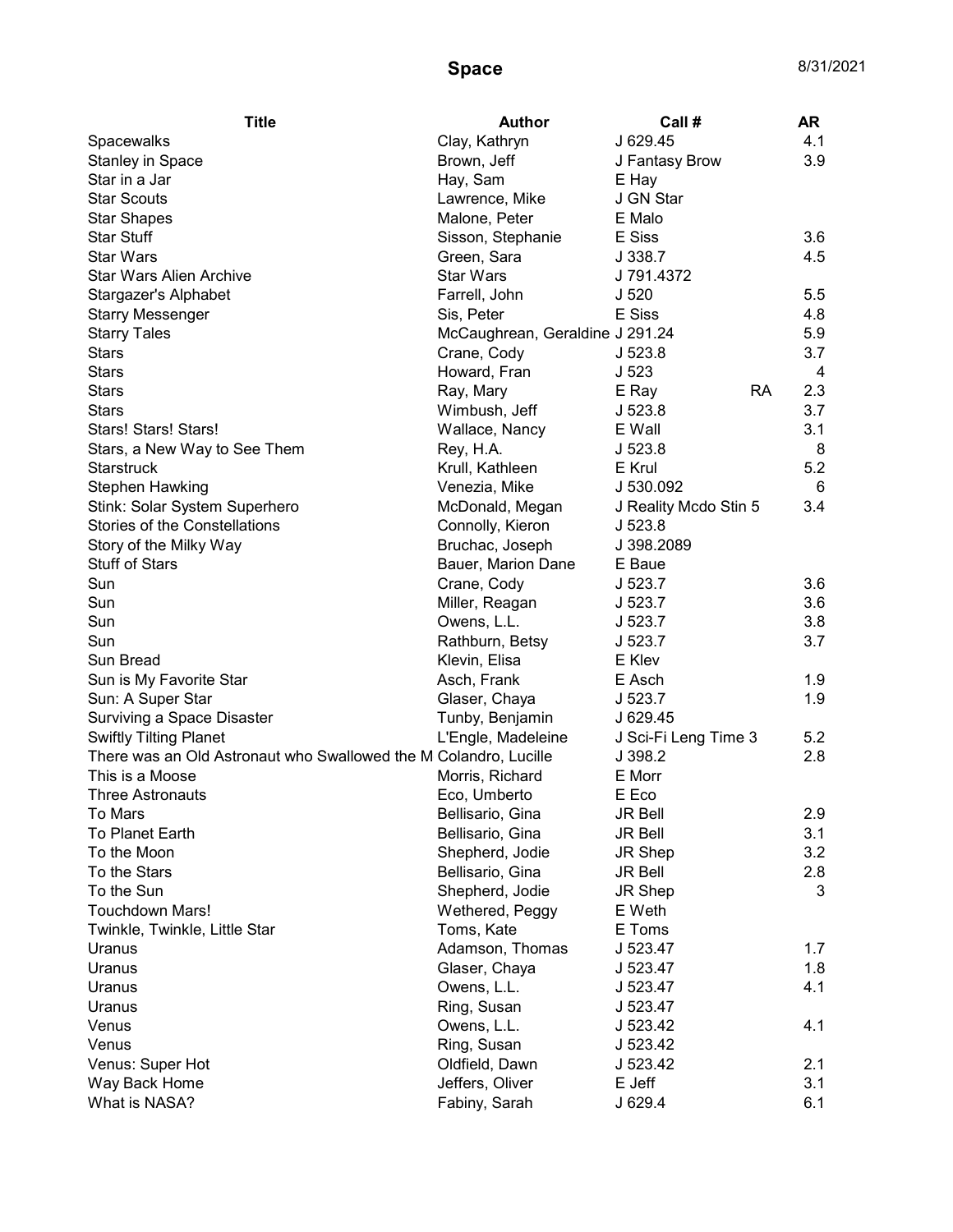# Space

8/31/2021

| Title | Author | Call # | | AR |
|---|---|---|---|---|
| Spacewalks | Clay, Kathryn | J 629.45 | | 4.1 |
| Stanley in Space | Brown, Jeff | J Fantasy Brow | | 3.9 |
| Star in a Jar | Hay, Sam | E Hay | | |
| Star Scouts | Lawrence, Mike | J GN Star | | |
| Star Shapes | Malone, Peter | E Malo | | |
| Star Stuff | Sisson, Stephanie | E Siss | | 3.6 |
| Star Wars | Green, Sara | J 338.7 | | 4.5 |
| Star Wars Alien Archive | Star Wars | J 791.4372 | | |
| Stargazer's Alphabet | Farrell, John | J 520 | | 5.5 |
| Starry Messenger | Sis, Peter | E Siss | | 4.8 |
| Starry Tales | McCaughrean, Geraldine | J 291.24 | | 5.9 |
| Stars | Crane, Cody | J 523.8 | | 3.7 |
| Stars | Howard, Fran | J 523 | | 4 |
| Stars | Ray, Mary | E Ray | RA | 2.3 |
| Stars | Wimbush, Jeff | J 523.8 | | 3.7 |
| Stars! Stars! Stars! | Wallace, Nancy | E Wall | | 3.1 |
| Stars, a New Way to See Them | Rey, H.A. | J 523.8 | | 8 |
| Starstruck | Krull, Kathleen | E Krul | | 5.2 |
| Stephen Hawking | Venezia, Mike | J 530.092 | | 6 |
| Stink: Solar System Superhero | McDonald, Megan | J Reality Mcdo Stin 5 | | 3.4 |
| Stories of the Constellations | Connolly, Kieron | J 523.8 | | |
| Story of the Milky Way | Bruchac, Joseph | J 398.2089 | | |
| Stuff of Stars | Bauer, Marion Dane | E Baue | | |
| Sun | Crane, Cody | J 523.7 | | 3.6 |
| Sun | Miller, Reagan | J 523.7 | | 3.6 |
| Sun | Owens, L.L. | J 523.7 | | 3.8 |
| Sun | Rathburn, Betsy | J 523.7 | | 3.7 |
| Sun Bread | Klevin, Elisa | E Klev | | |
| Sun is My Favorite Star | Asch, Frank | E Asch | | 1.9 |
| Sun: A Super Star | Glaser, Chaya | J 523.7 | | 1.9 |
| Surviving a Space Disaster | Tunby, Benjamin | J 629.45 | | |
| Swiftly Tilting Planet | L'Engle, Madeleine | J Sci-Fi Leng Time 3 | | 5.2 |
| There was an Old Astronaut who Swallowed the M | Colandro, Lucille | J 398.2 | | 2.8 |
| This is a Moose | Morris, Richard | E Morr | | |
| Three Astronauts | Eco, Umberto | E Eco | | |
| To Mars | Bellisario, Gina | JR Bell | | 2.9 |
| To Planet Earth | Bellisario, Gina | JR Bell | | 3.1 |
| To the Moon | Shepherd, Jodie | JR Shep | | 3.2 |
| To the Stars | Bellisario, Gina | JR Bell | | 2.8 |
| To the Sun | Shepherd, Jodie | JR Shep | | 3 |
| Touchdown Mars! | Wethered, Peggy | E Weth | | |
| Twinkle, Twinkle, Little Star | Toms, Kate | E Toms | | |
| Uranus | Adamson, Thomas | J 523.47 | | 1.7 |
| Uranus | Glaser, Chaya | J 523.47 | | 1.8 |
| Uranus | Owens, L.L. | J 523.47 | | 4.1 |
| Uranus | Ring, Susan | J 523.47 | | |
| Venus | Owens, L.L. | J 523.42 | | 4.1 |
| Venus | Ring, Susan | J 523.42 | | |
| Venus: Super Hot | Oldfield, Dawn | J 523.42 | | 2.1 |
| Way Back Home | Jeffers, Oliver | E Jeff | | 3.1 |
| What is NASA? | Fabiny, Sarah | J 629.4 | | 6.1 |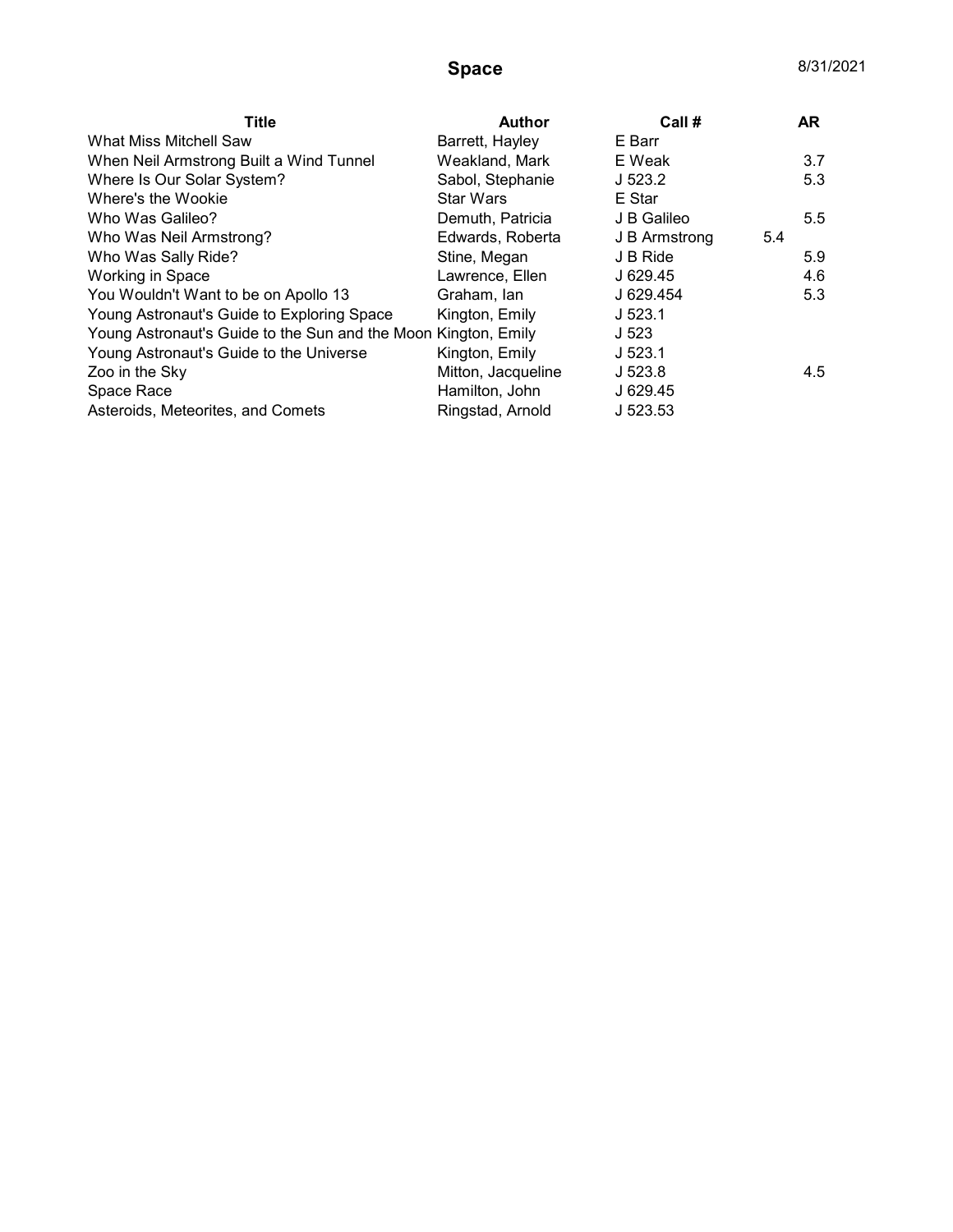| Title | Author | Call # | AR |
|---|---|---|---|
| What Miss Mitchell Saw | Barrett, Hayley | E Barr | |
| When Neil Armstrong Built a Wind Tunnel | Weakland, Mark | E Weak | 3.7 |
| Where Is Our Solar System? | Sabol, Stephanie | J 523.2 | 5.3 |
| Where's the Wookie | Star Wars | E Star | |
| Who Was Galileo? | Demuth, Patricia | J B Galileo | 5.5 |
| Who Was Neil Armstrong? | Edwards, Roberta | J B Armstrong | 5.4 |
| Who Was Sally Ride? | Stine, Megan | J B Ride | 5.9 |
| Working in Space | Lawrence, Ellen | J 629.45 | 4.6 |
| You Wouldn't Want to be on Apollo 13 | Graham, Ian | J 629.454 | 5.3 |
| Young Astronaut's Guide to Exploring Space | Kington, Emily | J 523.1 | |
| Young Astronaut's Guide to the Sun and the Moon | Kington, Emily | J 523 | |
| Young Astronaut's Guide to the Universe | Kington, Emily | J 523.1 | |
| Zoo in the Sky | Mitton, Jacqueline | J 523.8 | 4.5 |
| Space Race | Hamilton, John | J 629.45 | |
| Asteroids, Meteorites, and Comets | Ringstad, Arnold | J 523.53 | |